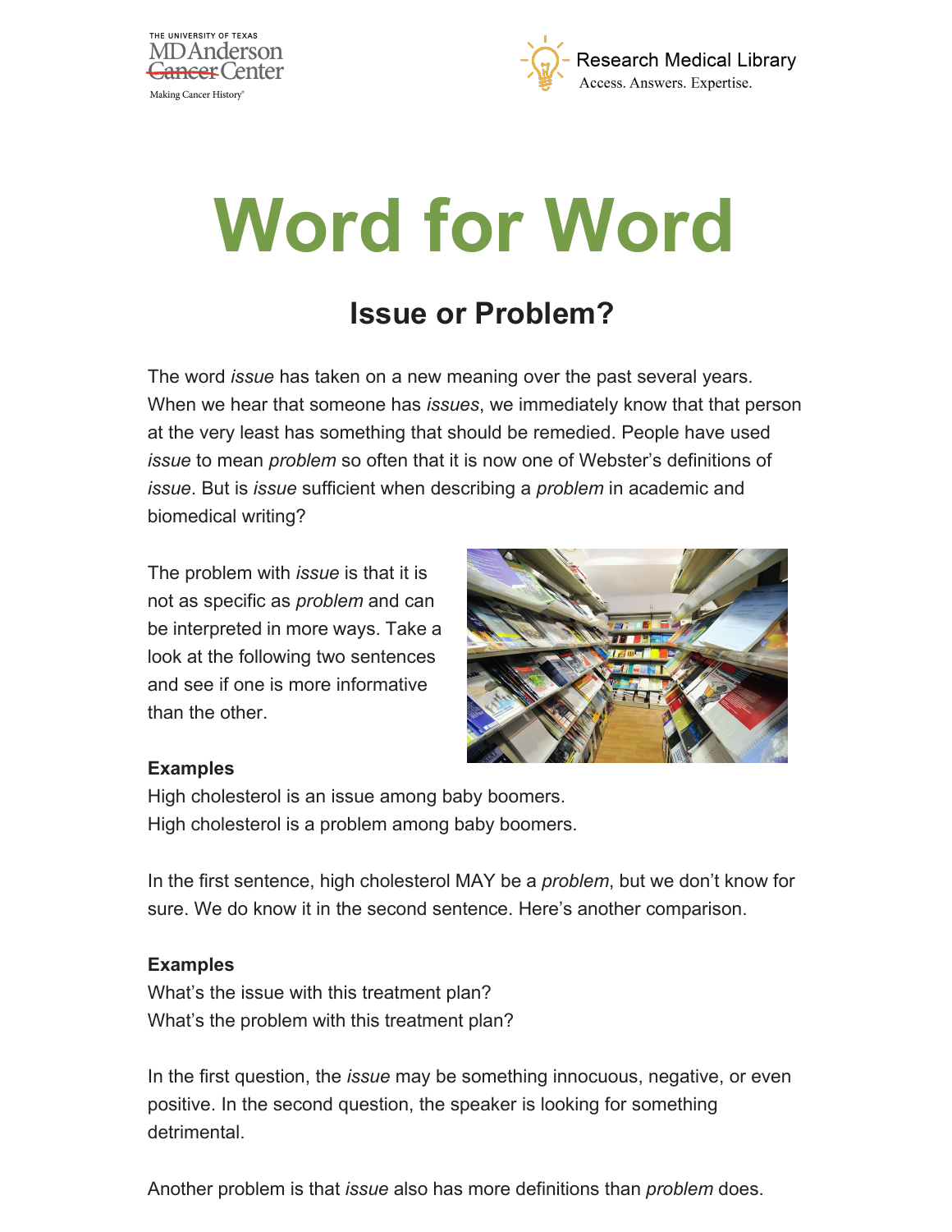# Word for Word

## Issue or Problem?

The word *issue* has taken on a new meaning over the past several years. When we hear that someone has *issues*, we immediately know that that person at the very least has something that should be remedied. People have used *issue* to mean *problem* so often that it is now one of Webster's definitions of *issue*. But is *issue* sufficient when describing a *problem* in academic and biomedical writing?

The problem with *issue* is that it is not as specific as *problem* and can be interpreted in more ways. Take a look at the following two sentences and see if one is more informative than the other.

**Examples**

High cholesterol is an issue among baby boomers.
High cholesterol is a problem among baby boomers.

In the first sentence, high cholesterol MAY be a *problem*, but we don't know for sure. We do know it in the second sentence. Here's another comparison.

**Examples**

What's the issue with this treatment plan?
What's the problem with this treatment plan?

In the first question, the *issue* may be something innocuous, negative, or even positive. In the second question, the speaker is looking for something detrimental.

Another problem is that *issue* also has more definitions than *problem* does.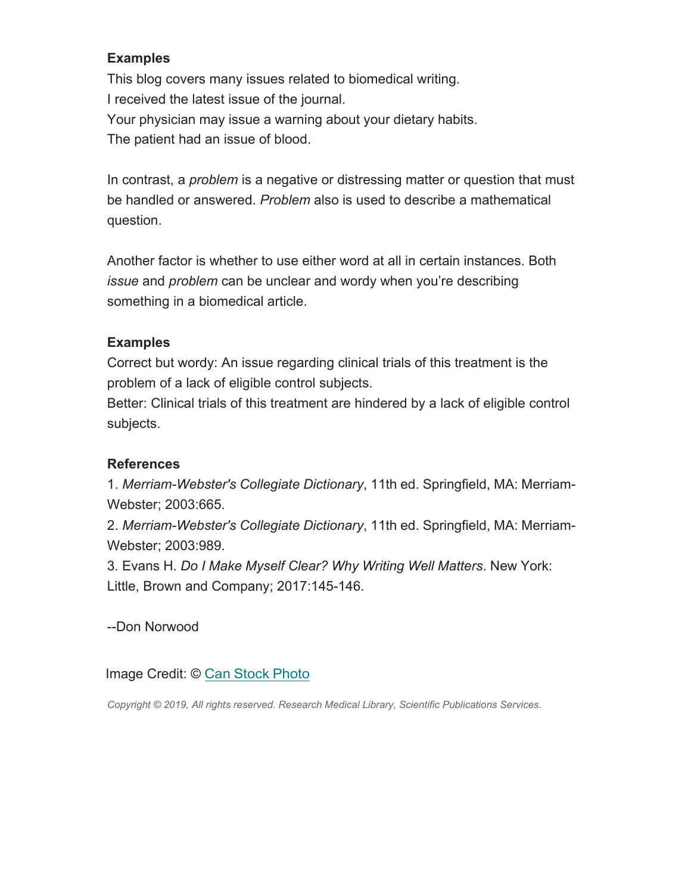**Examples**

This blog covers many issues related to biomedical writing.
I received the latest issue of the journal.
Your physician may issue a warning about your dietary habits.
The patient had an issue of blood.

In contrast, a *problem* is a negative or distressing matter or question that must be handled or answered. *Problem* also is used to describe a mathematical question.

Another factor is whether to use either word at all in certain instances. Both *issue* and *problem* can be unclear and wordy when you're describing something in a biomedical article.

**Examples**

Correct but wordy: An issue regarding clinical trials of this treatment is the problem of a lack of eligible control subjects.
Better: Clinical trials of this treatment are hindered by a lack of eligible control subjects.

**References**

1. *Merriam-Webster's Collegiate Dictionary*, 11th ed. Springfield, MA: Merriam-Webster; 2003:665.
2. *Merriam-Webster's Collegiate Dictionary*, 11th ed. Springfield, MA: Merriam-Webster; 2003:989.
3. Evans H. *Do I Make Myself Clear? Why Writing Well Matters*. New York: Little, Brown and Company; 2017:145-146.

--Don Norwood

Image Credit: © Can Stock Photo

*Copyright © 2019, All rights reserved. Research Medical Library, Scientific Publications Services.*